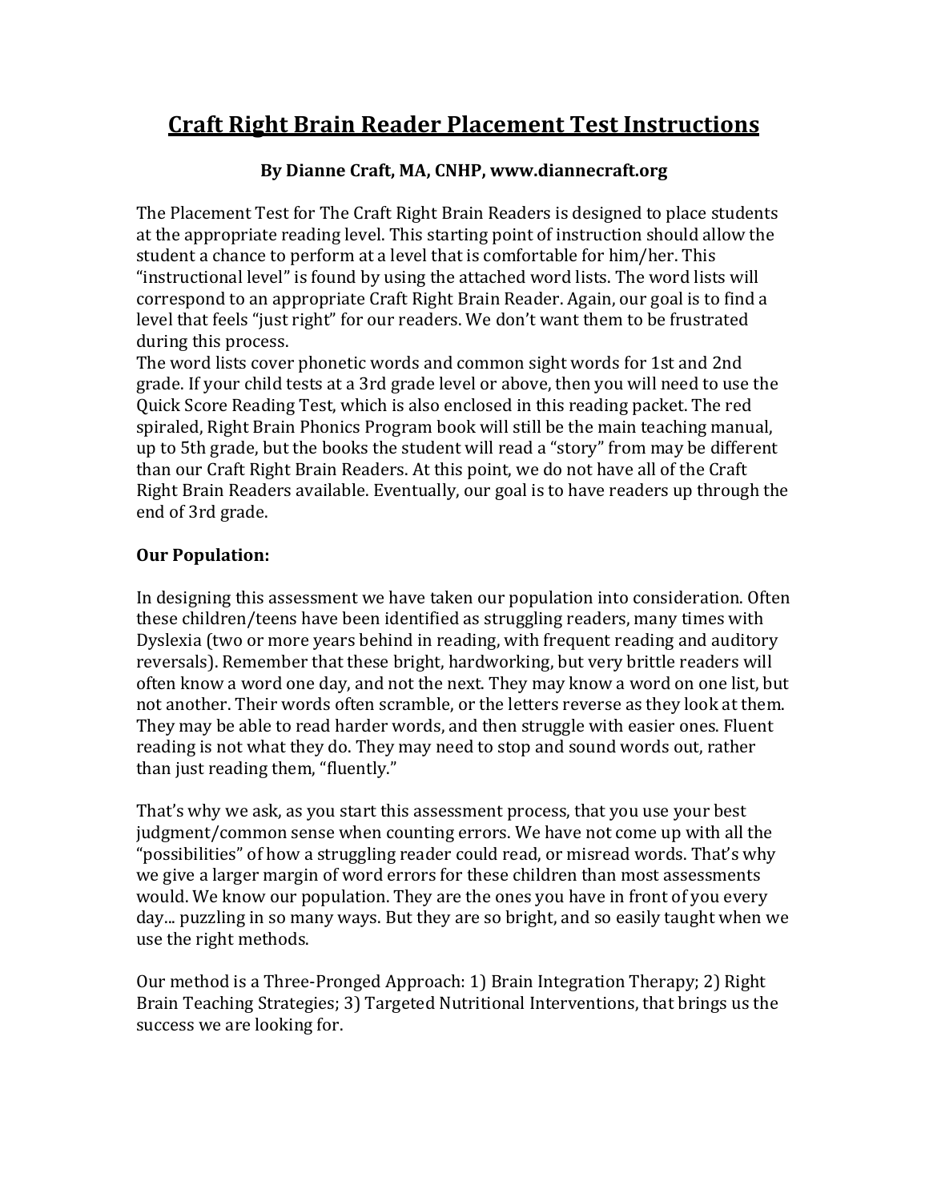# Craft Right Brain Reader Placement Test Instructions

**By Dianne Craft, MA, CNHP, www.diannecraft.org**

The Placement Test for The Craft Right Brain Readers is designed to place students at the appropriate reading level. This starting point of instruction should allow the student a chance to perform at a level that is comfortable for him/her. This "instructional level" is found by using the attached word lists. The word lists will correspond to an appropriate Craft Right Brain Reader. Again, our goal is to find a level that feels "just right" for our readers. We don't want them to be frustrated during this process.
The word lists cover phonetic words and common sight words for 1st and 2nd grade. If your child tests at a 3rd grade level or above, then you will need to use the Quick Score Reading Test, which is also enclosed in this reading packet. The red spiraled, Right Brain Phonics Program book will still be the main teaching manual, up to 5th grade, but the books the student will read a "story" from may be different than our Craft Right Brain Readers. At this point, we do not have all of the Craft Right Brain Readers available. Eventually, our goal is to have readers up through the end of 3rd grade.

**Our Population:**

In designing this assessment we have taken our population into consideration. Often these children/teens have been identified as struggling readers, many times with Dyslexia (two or more years behind in reading, with frequent reading and auditory reversals). Remember that these bright, hardworking, but very brittle readers will often know a word one day, and not the next. They may know a word on one list, but not another. Their words often scramble, or the letters reverse as they look at them. They may be able to read harder words, and then struggle with easier ones. Fluent reading is not what they do. They may need to stop and sound words out, rather than just reading them, "fluently."

That's why we ask, as you start this assessment process, that you use your best judgment/common sense when counting errors. We have not come up with all the "possibilities" of how a struggling reader could read, or misread words. That's why we give a larger margin of word errors for these children than most assessments would. We know our population. They are the ones you have in front of you every day... puzzling in so many ways. But they are so bright, and so easily taught when we use the right methods.

Our method is a Three-Pronged Approach: 1) Brain Integration Therapy; 2) Right Brain Teaching Strategies; 3) Targeted Nutritional Interventions, that brings us the success we are looking for.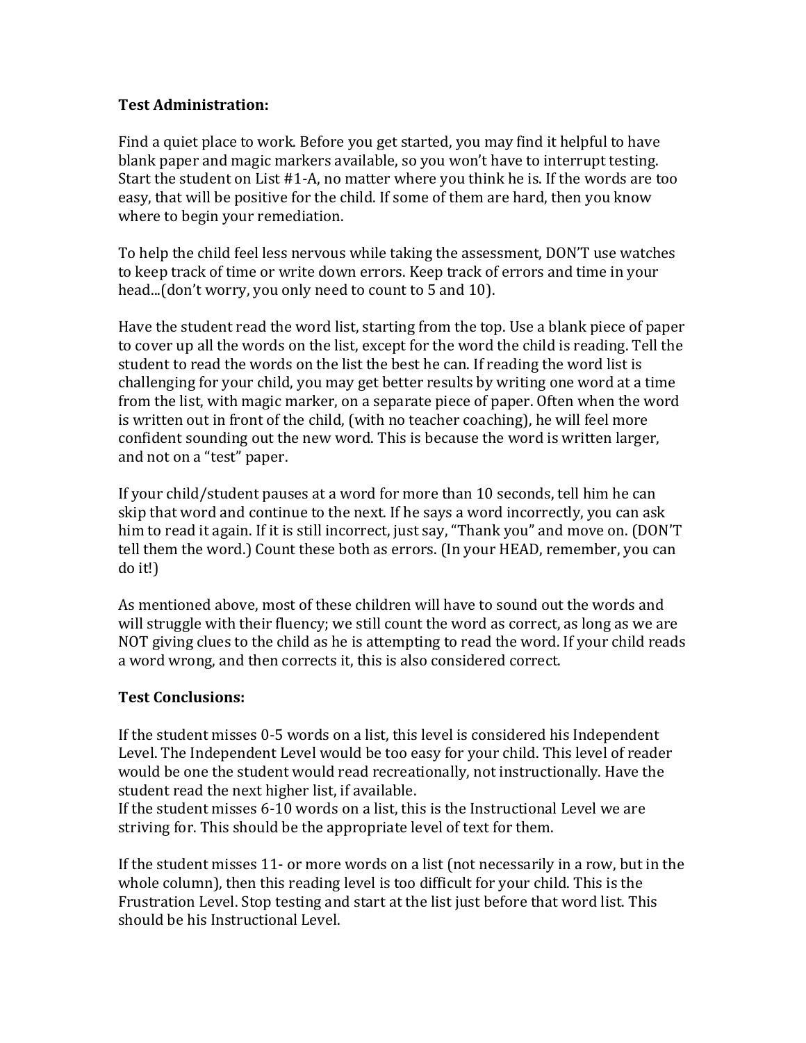**Test Administration:**

Find a quiet place to work. Before you get started, you may find it helpful to have blank paper and magic markers available, so you won't have to interrupt testing. Start the student on List #1-A, no matter where you think he is. If the words are too easy, that will be positive for the child. If some of them are hard, then you know where to begin your remediation.

To help the child feel less nervous while taking the assessment, DON'T use watches to keep track of time or write down errors. Keep track of errors and time in your head...(don't worry, you only need to count to 5 and 10).

Have the student read the word list, starting from the top. Use a blank piece of paper to cover up all the words on the list, except for the word the child is reading. Tell the student to read the words on the list the best he can. If reading the word list is challenging for your child, you may get better results by writing one word at a time from the list, with magic marker, on a separate piece of paper. Often when the word is written out in front of the child, (with no teacher coaching), he will feel more confident sounding out the new word. This is because the word is written larger, and not on a "test" paper.

If your child/student pauses at a word for more than 10 seconds, tell him he can skip that word and continue to the next. If he says a word incorrectly, you can ask him to read it again. If it is still incorrect, just say, "Thank you" and move on. (DON'T tell them the word.) Count these both as errors. (In your HEAD, remember, you can do it!)

As mentioned above, most of these children will have to sound out the words and will struggle with their fluency; we still count the word as correct, as long as we are NOT giving clues to the child as he is attempting to read the word. If your child reads a word wrong, and then corrects it, this is also considered correct.

**Test Conclusions:**

If the student misses 0-5 words on a list, this level is considered his Independent Level. The Independent Level would be too easy for your child. This level of reader would be one the student would read recreationally, not instructionally. Have the student read the next higher list, if available.
If the student misses 6-10 words on a list, this is the Instructional Level we are striving for. This should be the appropriate level of text for them.

If the student misses 11- or more words on a list (not necessarily in a row, but in the whole column), then this reading level is too difficult for your child. This is the Frustration Level. Stop testing and start at the list just before that word list. This should be his Instructional Level.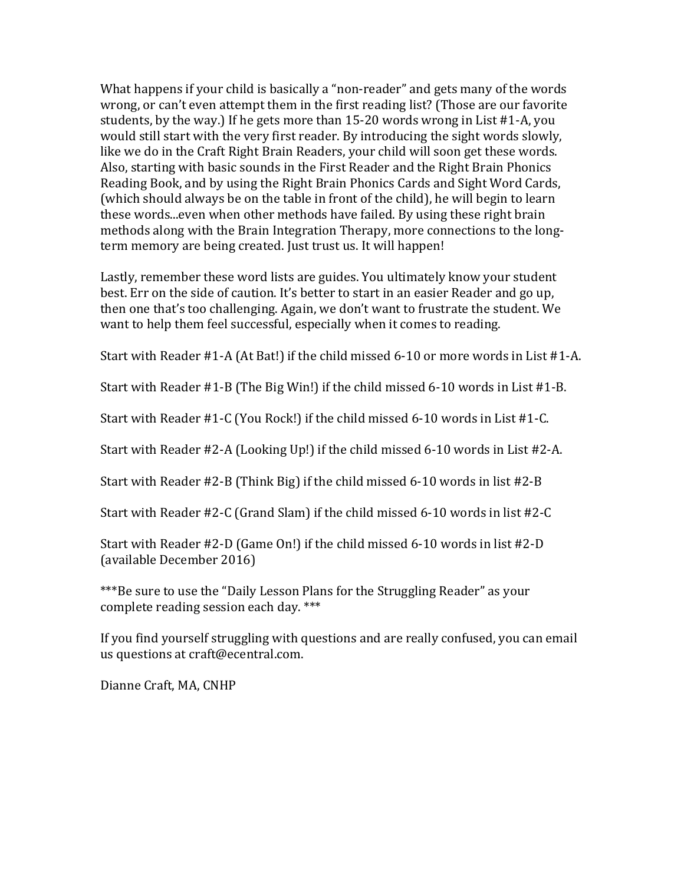What happens if your child is basically a "non-reader" and gets many of the words wrong, or can't even attempt them in the first reading list? (Those are our favorite students, by the way.) If he gets more than 15-20 words wrong in List #1-A, you would still start with the very first reader. By introducing the sight words slowly, like we do in the Craft Right Brain Readers, your child will soon get these words. Also, starting with basic sounds in the First Reader and the Right Brain Phonics Reading Book, and by using the Right Brain Phonics Cards and Sight Word Cards, (which should always be on the table in front of the child), he will begin to learn these words...even when other methods have failed. By using these right brain methods along with the Brain Integration Therapy, more connections to the long-term memory are being created. Just trust us. It will happen!

Lastly, remember these word lists are guides. You ultimately know your student best. Err on the side of caution. It's better to start in an easier Reader and go up, then one that's too challenging. Again, we don't want to frustrate the student. We want to help them feel successful, especially when it comes to reading.

Start with Reader #1-A (At Bat!) if the child missed 6-10 or more words in List #1-A.

Start with Reader #1-B (The Big Win!) if the child missed 6-10 words in List #1-B.

Start with Reader #1-C (You Rock!) if the child missed 6-10 words in List #1-C.

Start with Reader #2-A (Looking Up!) if the child missed 6-10 words in List #2-A.

Start with Reader #2-B (Think Big) if the child missed 6-10 words in list #2-B

Start with Reader #2-C (Grand Slam) if the child missed 6-10 words in list #2-C

Start with Reader #2-D (Game On!) if the child missed 6-10 words in list #2-D (available December 2016)

***Be sure to use the "Daily Lesson Plans for the Struggling Reader" as your complete reading session each day. ***

If you find yourself struggling with questions and are really confused, you can email us questions at craft@ecentral.com.

Dianne Craft, MA, CNHP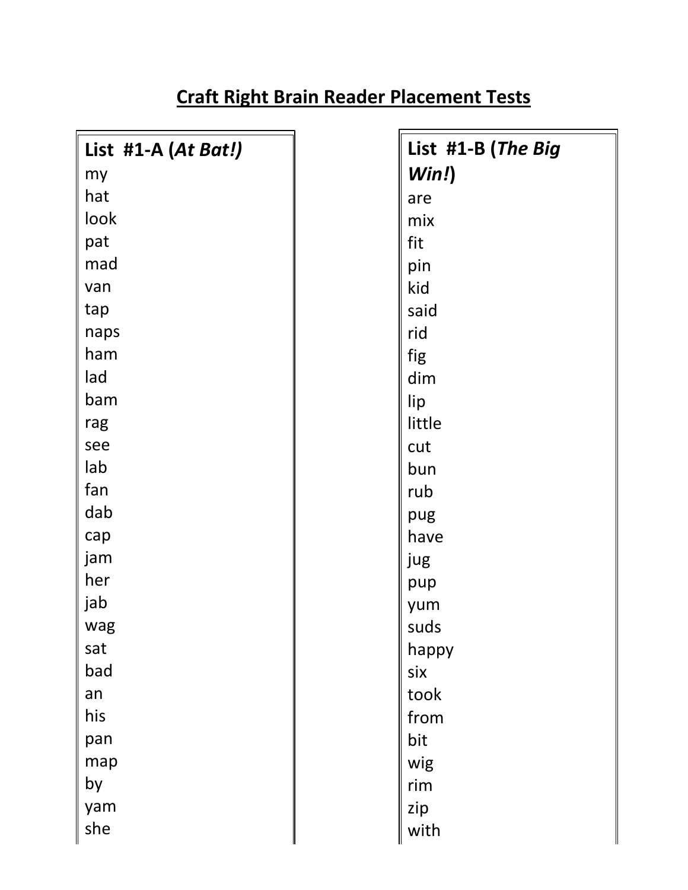# Craft Right Brain Reader Placement Tests

**List #1-A (*At Bat!*)**

my
hat
look
pat
mad
van
tap
naps
ham
lad
bam
rag
see
lab
fan
dab
cap
jam
her
jab
wag
sat
bad
an
his
pan
map
by
yam
she

**List #1-B (*The Big Win!*)**

are
mix
fit
pin
kid
said
rid
fig
dim
lip
little
cut
bun
rub
pug
have
jug
pup
yum
suds
happy
six
took
from
bit
wig
rim
zip
with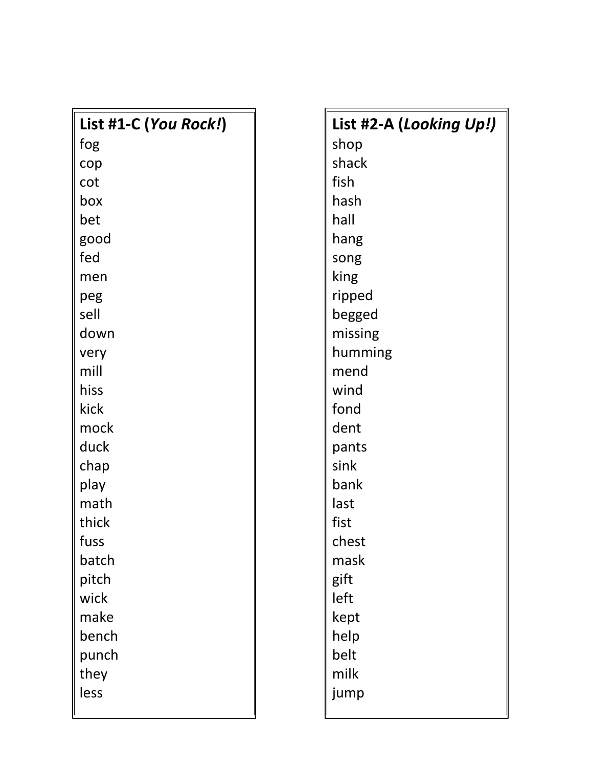**List #1-C (*You Rock!*)**

fog
cop
cot
box
bet
good
fed
men
peg
sell
down
very
mill
hiss
kick
mock
duck
chap
play
math
thick
fuss
batch
pitch
wick
make
bench
punch
they
less

**List #2-A (*Looking Up!*)**

shop
shack
fish
hash
hall
hang
song
king
ripped
begged
missing
humming
mend
wind
fond
dent
pants
sink
bank
last
fist
chest
mask
gift
left
kept
help
belt
milk
jump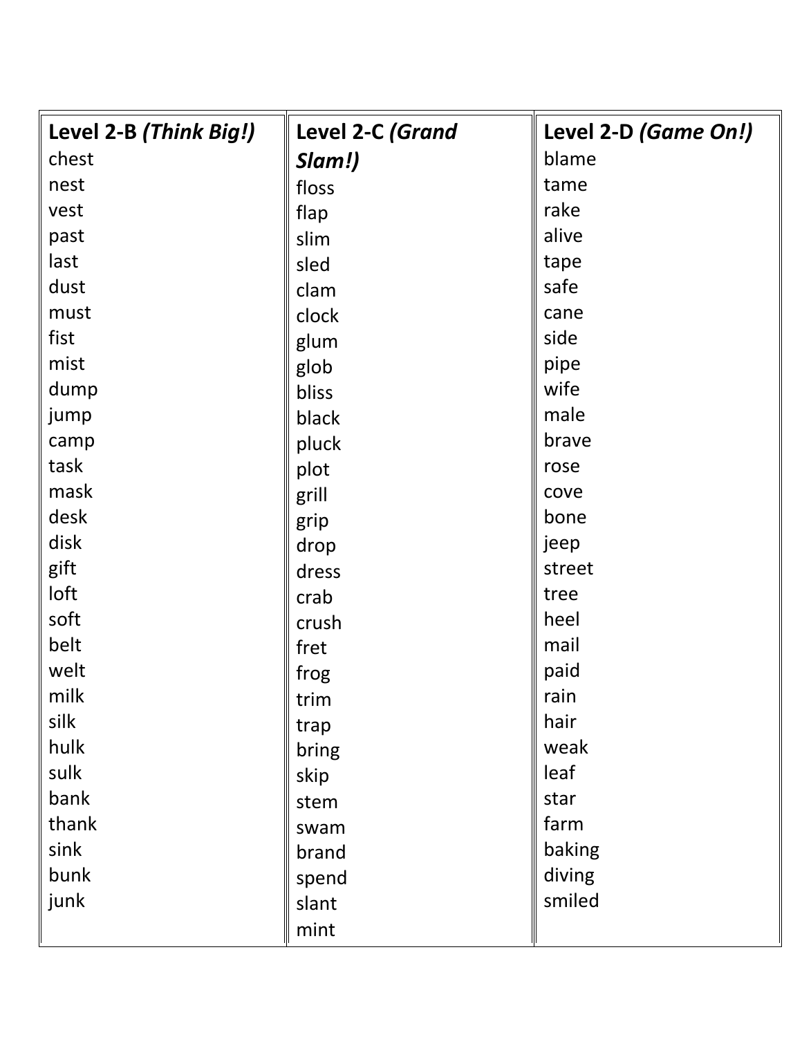| **Level 2-B** ***(Think Big!)*** | **Level 2-C** ***(Grand Slam!)*** | **Level 2-D** ***(Game On!)*** |
|---|---|---|
| chest | floss | blame |
| nest | flap | tame |
| vest | slim | rake |
| past | sled | alive |
| last | clam | tape |
| dust | clock | safe |
| must | glum | cane |
| fist | glob | side |
| mist | bliss | pipe |
| dump | black | wife |
| jump | pluck | male |
| camp | plot | brave |
| task | grill | rose |
| mask | grip | cove |
| desk | drop | bone |
| disk | dress | jeep |
| gift | crab | street |
| loft | crush | tree |
| soft | fret | heel |
| belt | frog | mail |
| welt | trim | paid |
| milk | trap | rain |
| silk | bring | hair |
| hulk | skip | weak |
| sulk | stem | leaf |
| bank | swam | star |
| thank | brand | farm |
| sink | spend | baking |
| bunk | slant | diving |
| junk | mint | smiled |